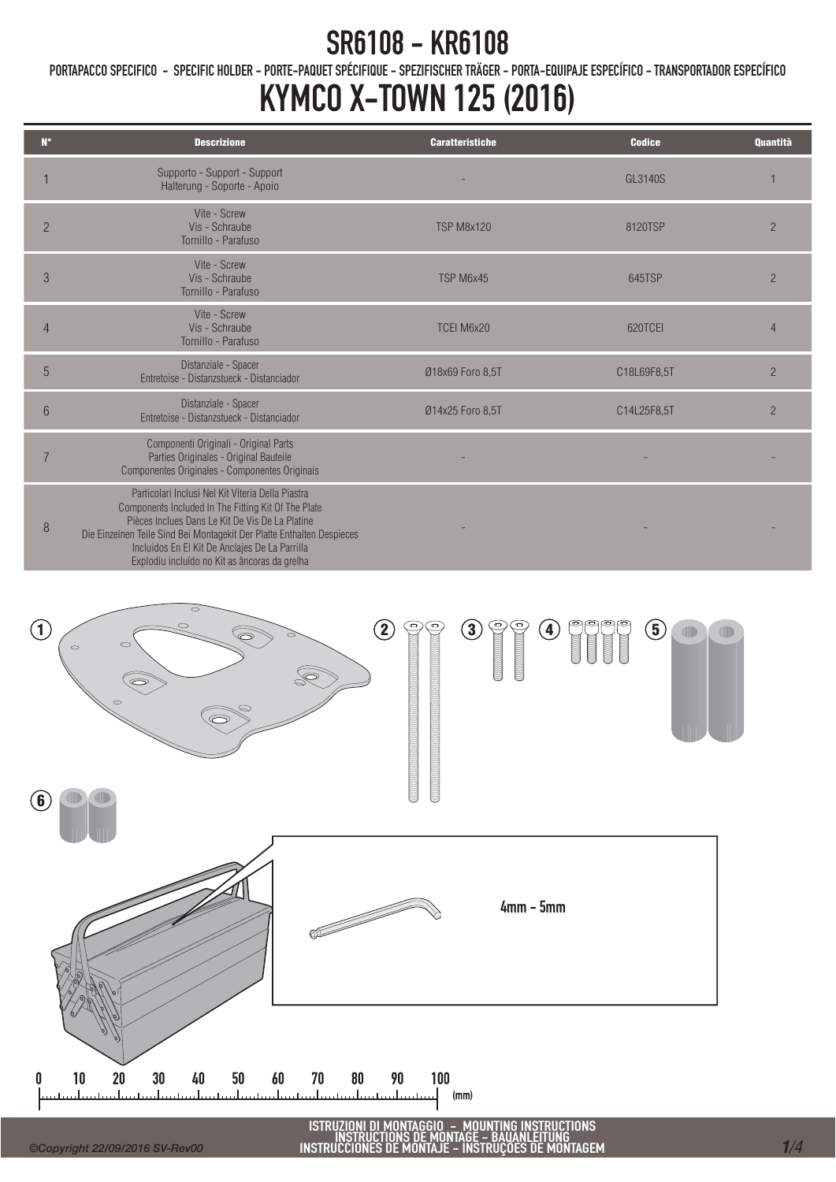# SR6108 - KR6108

PORTAPACCO SPECIFICO - SPECIFIC HOLDER - PORTE-PAQUET SPÉCIFIQUE - SPEZIFISCHER TRÄGER - PORTA-EQUIPAJE ESPECÍFICO - TRANSPORTADOR ESPECÍFICO

# KYMCO X-TOWN 125 (2016)

| N° | Descrizione | Caratteristiche | Codice | Quantità |
|---|---|---|---|---|
| 1 | Supporto - Support - Support Halterung - Soporte - Apoio | - | GL3140S | 1 |
| 2 | Vite - Screw Vis - Schraube Tornillo - Parafuso | TSP M8x120 | 8120TSP | 2 |
| 3 | Vite - Screw Vis - Schraube Tornillo - Parafuso | TSP M6x45 | 645TSP | 2 |
| 4 | Vite - Screw Vis - Schraube Tornillo - Parafuso | TCEI M6x20 | 620TCEI | 4 |
| 5 | Distanziale - Spacer Entretoise - Distanzstueck - Distanciador | Ø18x69 Foro 8,5T | C18L69F8,5T | 2 |
| 6 | Distanziale - Spacer Entretoise - Distanzstueck - Distanciador | Ø14x25 Foro 8,5T | C14L25F8,5T | 2 |
| 7 | Componenti Originali - Original Parts Parties Originales - Original Bauteile Componentes Originales - Componentes Originais | - | - | - |
| 8 | Particolari Inclusi Nel Kit Viteria Della Piastra Components Included In The Fitting Kit Of The Plate Pièces Inclues Dans Le Kit De Vis De La Platine Die Einzelnen Teile Sind Bei Montagekit Der Platte Enthalten Despieces Incluidos En El Kit De Anclajes De La Parrilla Explodiu incluído no Kit as âncoras da grelha | - | - | - |

4mm - 5mm

ISTRUZIONI DI MONTAGGIO - MOUNTING INSTRUCTIONS
INSTRUCTIONS DE MONTAGE - BAUANLEITUNG
INSTRUCCIONES DE MONTAJE - INSTRUÇOES DE MONTAGEM

©Copyright 22/09/2016 SV-Rev00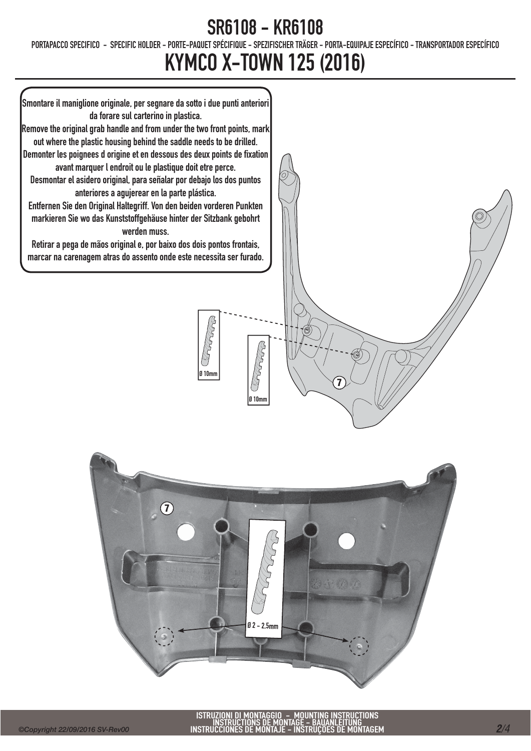# SR6108 - KR6108

PORTAPACCO SPECIFICO - SPECIFIC HOLDER - PORTE-PAQUET SPÉCIFIQUE - SPEZIFISCHER TRÄGER - PORTA-EQUIPAJE ESPECÍFICO - TRANSPORTADOR ESPECÍFICO

# KYMCO X-TOWN 125 (2016)

Smontare il maniglione originale, per segnare da sotto i due punti anteriori da forare sul carterino in plastica.
Remove the original grab handle and from under the two front points, mark out where the plastic housing behind the saddle needs to be drilled.
Demonter les poignees d origine et en dessous des deux points de fixation avant marquer l endroit ou le plastique doit etre perce.
Desmontar el asidero original, para señalar por debajo los dos puntos anteriores a agujerear en la parte plástica.
Entfernen Sie den Original Haltegriff. Von den beiden vorderen Punkten markieren Sie wo das Kunststoffgehäuse hinter der Sitzbank gebohrt werden muss.
Retirar a pega de mãos original e, por baixo dos dois pontos frontais, marcar na carenagem atras do assento onde este necessita ser furado.

Ø 10mm

Ø 10mm

7

7

Ø 2 - 2,5mm

ISTRUZIONI DI MONTAGGIO - MOUNTING INSTRUCTIONS
INSTRUCTIONS DE MONTAGE - BAUANLEITUNG
INSTRUCCIONES DE MONTAJE - INSTRUÇÕES DE MONTAGEM

©Copyright 22/09/2016 SV-Rev00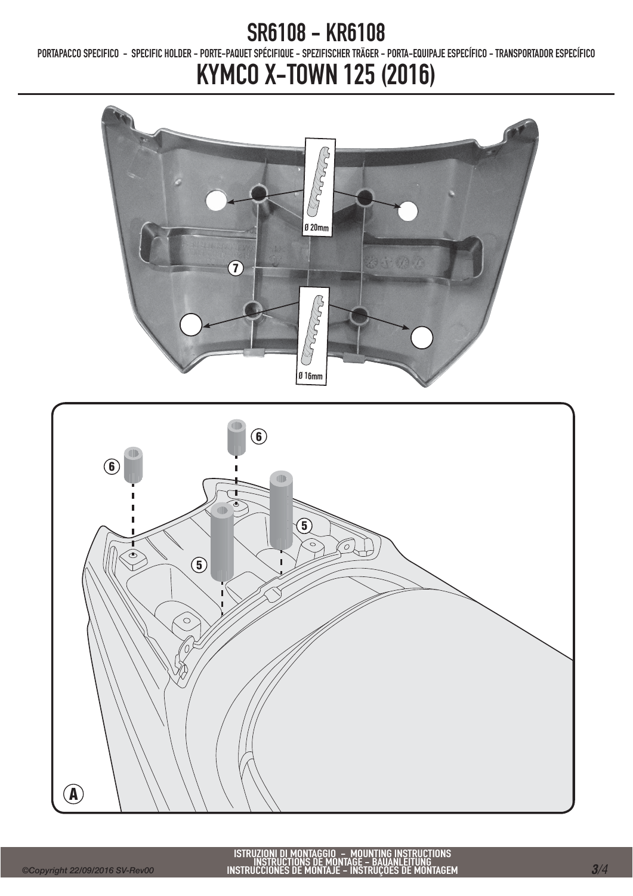# SR6108 - KR6108

PORTAPACCO SPECIFICO - SPECIFIC HOLDER - PORTE-PAQUET SPÉCIFIQUE - SPEZIFISCHER TRÄGER - PORTA-EQUIPAJE ESPECÍFICO - TRANSPORTADOR ESPECÍFICO

# KYMCO X-TOWN 125 (2016)

Ø 20mm

7

Ø 16mm

6

6

5

5

A

ISTRUZIONI DI MONTAGGIO - MOUNTING INSTRUCTIONS
INSTRUCTIONS DE MONTAGE - BAUANLEITUNG
INSTRUCCIONES DE MONTAJE - INSTRUÇÕES DE MONTAGEM

©Copyright 22/09/2016 SV-Rev00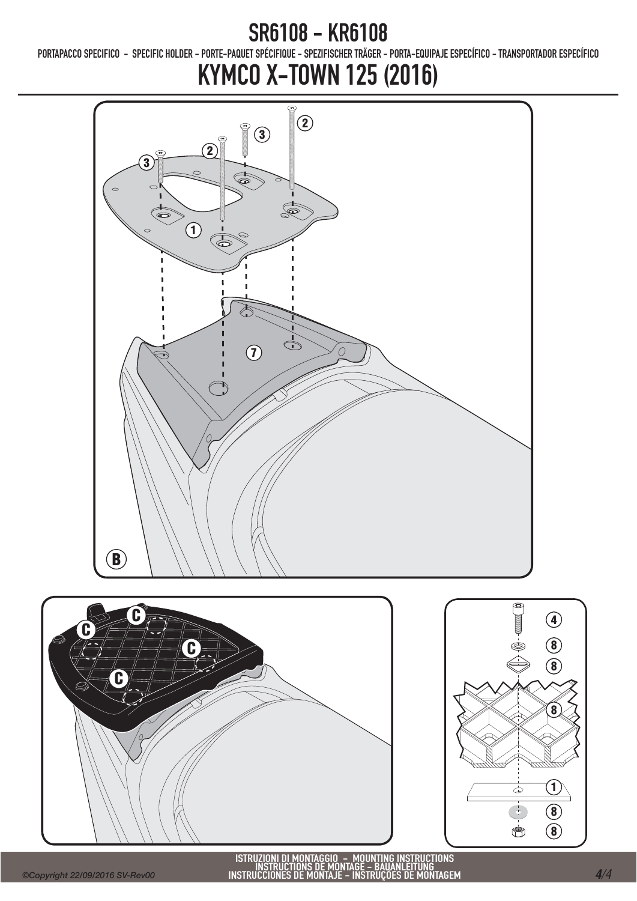# SR6108 - KR6108

PORTAPACCO SPECIFICO - SPECIFIC HOLDER - PORTE-PAQUET SPÉCIFIQUE - SPEZIFISCHER TRÄGER - PORTA-EQUIPAJE ESPECÍFICO - TRANSPORTADOR ESPECÍFICO

# KYMCO X-TOWN 125 (2016)

ISTRUZIONI DI MONTAGGIO - MOUNTING INSTRUCTIONS
INSTRUCTIONS DE MONTAGE - BAUANLEITUNG
INSTRUCCIONES DE MONTAJE - INSTRUÇÕES DE MONTAGEM

*©Copyright 22/09/2016 SV-Rev00*